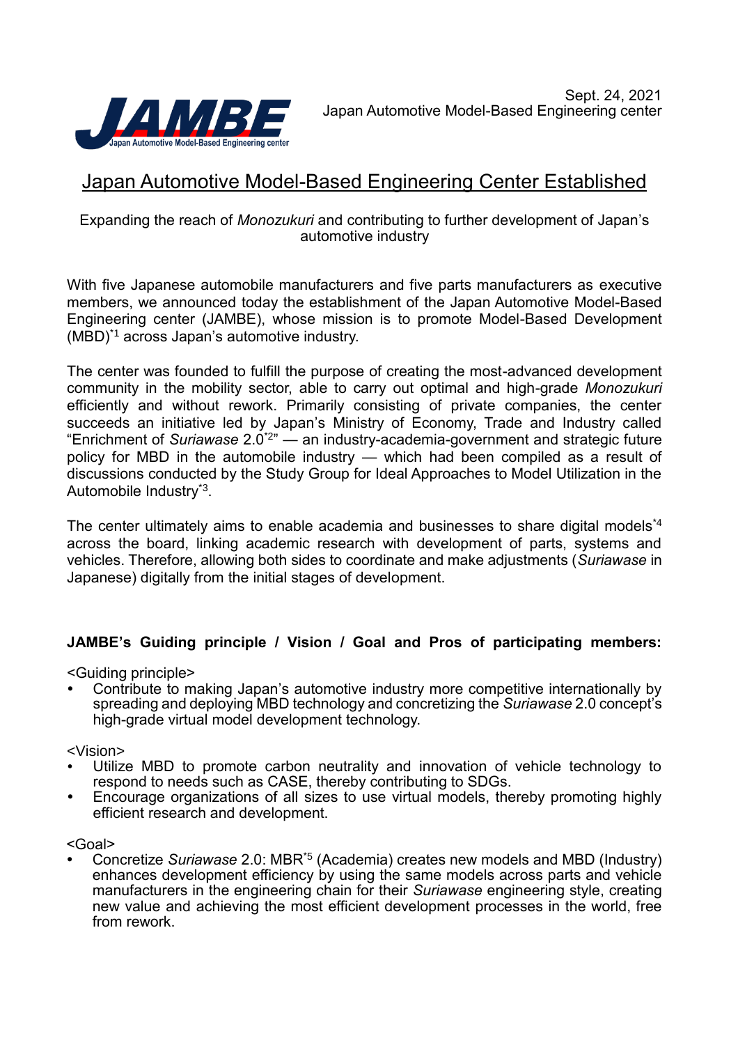Sept. 24, 2021
Japan Automotive Model-Based Engineering center

# Japan Automotive Model-Based Engineering Center Established

Expanding the reach of *Monozukuri* and contributing to further development of Japan's automotive industry

With five Japanese automobile manufacturers and five parts manufacturers as executive members, we announced today the establishment of the Japan Automotive Model-Based Engineering center (JAMBE), whose mission is to promote Model-Based Development (MBD)[*1] across Japan's automotive industry.

The center was founded to fulfill the purpose of creating the most-advanced development community in the mobility sector, able to carry out optimal and high-grade *Monozukuri* efficiently and without rework. Primarily consisting of private companies, the center succeeds an initiative led by Japan's Ministry of Economy, Trade and Industry called "Enrichment of *Suriawase* 2.0[*2]" — an industry-academia-government and strategic future policy for MBD in the automobile industry — which had been compiled as a result of discussions conducted by the Study Group for Ideal Approaches to Model Utilization in the Automobile Industry[*3].

The center ultimately aims to enable academia and businesses to share digital models[*4] across the board, linking academic research with development of parts, systems and vehicles. Therefore, allowing both sides to coordinate and make adjustments (*Suriawase* in Japanese) digitally from the initial stages of development.

**JAMBE's Guiding principle / Vision / Goal and Pros of participating members:**

<Guiding principle>

- Contribute to making Japan's automotive industry more competitive internationally by spreading and deploying MBD technology and concretizing the *Suriawase* 2.0 concept's high-grade virtual model development technology.

<Vision>

- Utilize MBD to promote carbon neutrality and innovation of vehicle technology to respond to needs such as CASE, thereby contributing to SDGs.
- Encourage organizations of all sizes to use virtual models, thereby promoting highly efficient research and development.

<Goal>

- Concretize *Suriawase* 2.0: MBR[*5] (Academia) creates new models and MBD (Industry) enhances development efficiency by using the same models across parts and vehicle manufacturers in the engineering chain for their *Suriawase* engineering style, creating new value and achieving the most efficient development processes in the world, free from rework.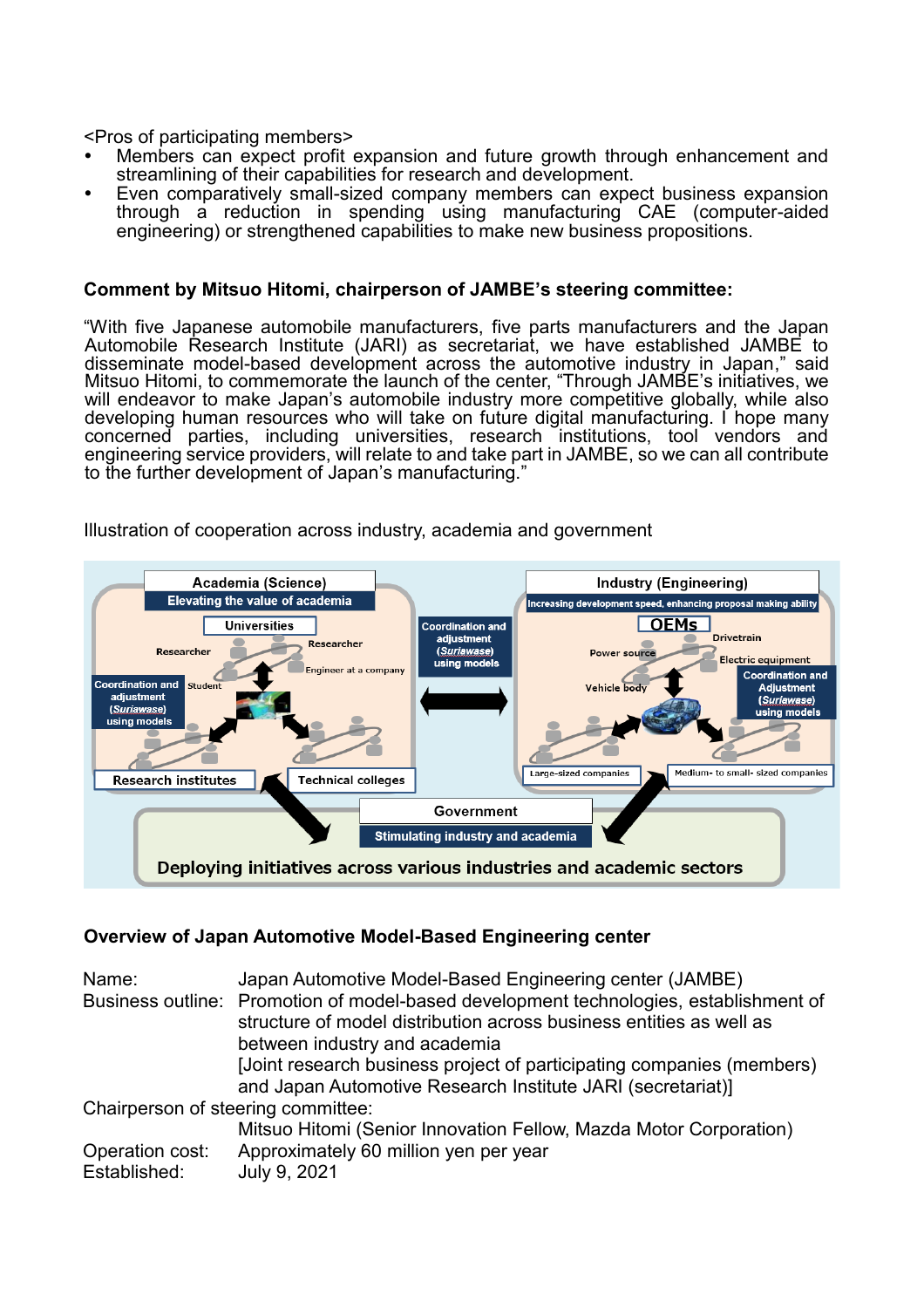<Pros of participating members>

- Members can expect profit expansion and future growth through enhancement and streamlining of their capabilities for research and development.
- Even comparatively small-sized company members can expect business expansion through a reduction in spending using manufacturing CAE (computer-aided engineering) or strengthened capabilities to make new business propositions.

**Comment by Mitsuo Hitomi, chairperson of JAMBE's steering committee:**

"With five Japanese automobile manufacturers, five parts manufacturers and the Japan Automobile Research Institute (JARI) as secretariat, we have established JAMBE to disseminate model-based development across the automotive industry in Japan," said Mitsuo Hitomi, to commemorate the launch of the center, "Through JAMBE's initiatives, we will endeavor to make Japan's automobile industry more competitive globally, while also developing human resources who will take on future digital manufacturing. I hope many concerned parties, including universities, research institutions, tool vendors and engineering service providers, will relate to and take part in JAMBE, so we can all contribute to the further development of Japan's manufacturing."

Illustration of cooperation across industry, academia and government

**Overview of Japan Automotive Model-Based Engineering center**

Name: Japan Automotive Model-Based Engineering center (JAMBE)

Business outline: Promotion of model-based development technologies, establishment of structure of model distribution across business entities as well as between industry and academia
[Joint research business project of participating companies (members) and Japan Automotive Research Institute JARI (secretariat)]

Chairperson of steering committee:
Mitsuo Hitomi (Senior Innovation Fellow, Mazda Motor Corporation)

Operation cost: Approximately 60 million yen per year

Established: July 9, 2021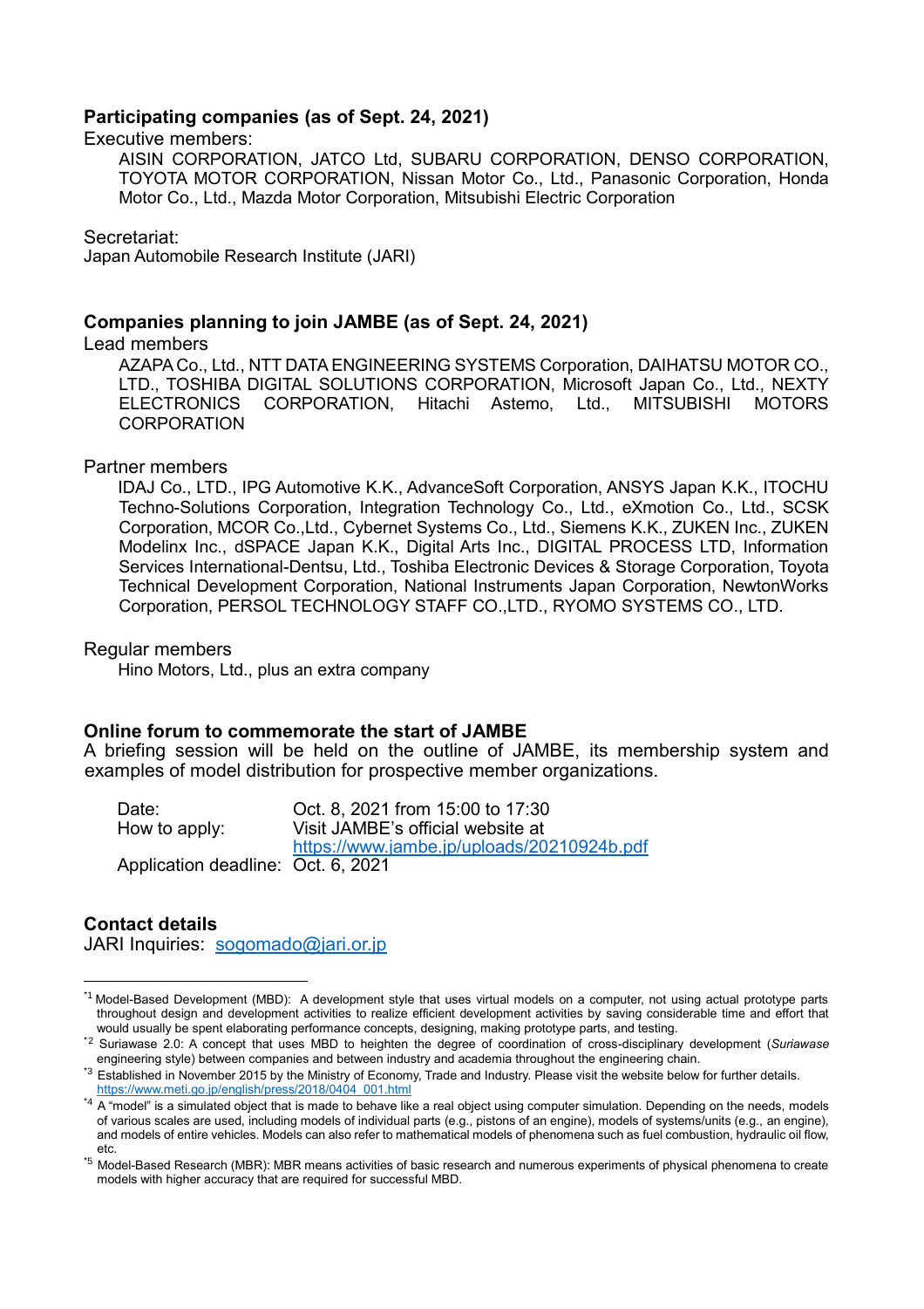**Participating companies (as of Sept. 24, 2021)**

Executive members:

AISIN CORPORATION, JATCO Ltd, SUBARU CORPORATION, DENSO CORPORATION, TOYOTA MOTOR CORPORATION, Nissan Motor Co., Ltd., Panasonic Corporation, Honda Motor Co., Ltd., Mazda Motor Corporation, Mitsubishi Electric Corporation

Secretariat:

Japan Automobile Research Institute (JARI)

**Companies planning to join JAMBE (as of Sept. 24, 2021)**

Lead members

AZAPA Co., Ltd., NTT DATA ENGINEERING SYSTEMS Corporation, DAIHATSU MOTOR CO., LTD., TOSHIBA DIGITAL SOLUTIONS CORPORATION, Microsoft Japan Co., Ltd., NEXTY ELECTRONICS CORPORATION, Hitachi Astemo, Ltd., MITSUBISHI MOTORS CORPORATION

Partner members

IDAJ Co., LTD., IPG Automotive K.K., AdvanceSoft Corporation, ANSYS Japan K.K., ITOCHU Techno-Solutions Corporation, Integration Technology Co., Ltd., eXmotion Co., Ltd., SCSK Corporation, MCOR Co.,Ltd., Cybernet Systems Co., Ltd., Siemens K.K., ZUKEN Inc., ZUKEN Modelinx Inc., dSPACE Japan K.K., Digital Arts Inc., DIGITAL PROCESS LTD, Information Services International-Dentsu, Ltd., Toshiba Electronic Devices & Storage Corporation, Toyota Technical Development Corporation, National Instruments Japan Corporation, NewtonWorks Corporation, PERSOL TECHNOLOGY STAFF CO.,LTD., RYOMO SYSTEMS CO., LTD.

Regular members

Hino Motors, Ltd., plus an extra company

**Online forum to commemorate the start of JAMBE**

A briefing session will be held on the outline of JAMBE, its membership system and examples of model distribution for prospective member organizations.

| | |
|---|---|
| Date: | Oct. 8, 2021 from 15:00 to 17:30 |
| How to apply: | Visit JAMBE's official website at https://www.jambe.jp/uploads/20210924b.pdf |
| Application deadline: | Oct. 6, 2021 |

**Contact details**

JARI Inquiries: sogomado@jari.or.jp

---

[*1] Model-Based Development (MBD): A development style that uses virtual models on a computer, not using actual prototype parts throughout design and development activities to realize efficient development activities by saving considerable time and effort that would usually be spent elaborating performance concepts, designing, making prototype parts, and testing.

[*2] Suriawase 2.0: A concept that uses MBD to heighten the degree of coordination of cross-disciplinary development (*Suriawase* engineering style) between companies and between industry and academia throughout the engineering chain.

[*3] Established in November 2015 by the Ministry of Economy, Trade and Industry. Please visit the website below for further details. https://www.meti.go.jp/english/press/2018/0404_001.html

[*4] A "model" is a simulated object that is made to behave like a real object using computer simulation. Depending on the needs, models of various scales are used, including models of individual parts (e.g., pistons of an engine), models of systems/units (e.g., an engine), and models of entire vehicles. Models can also refer to mathematical models of phenomena such as fuel combustion, hydraulic oil flow, etc.

[*5] Model-Based Research (MBR): MBR means activities of basic research and numerous experiments of physical phenomena to create models with higher accuracy that are required for successful MBD.